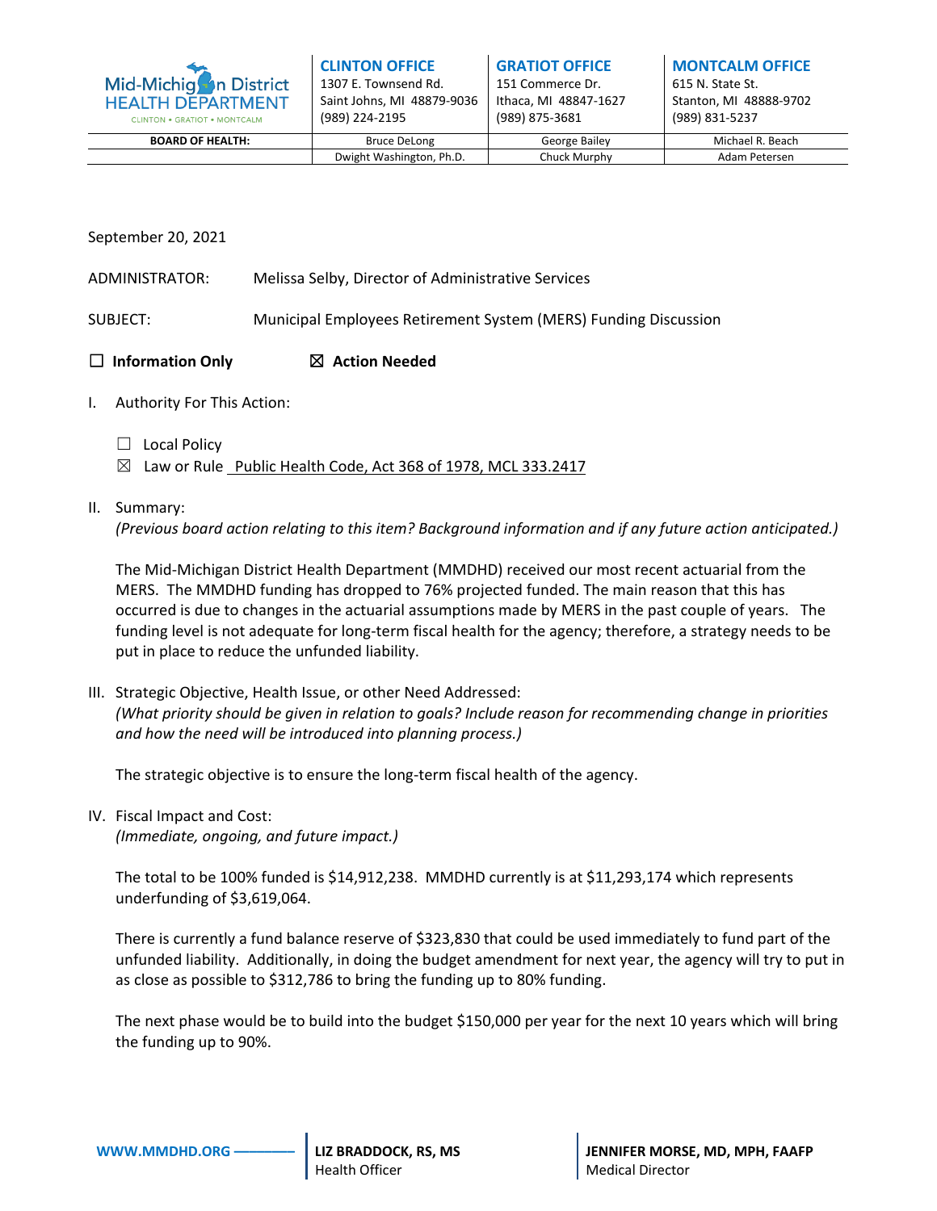**Mid-Michigan District HEALTH DEPARTMENT**
CLINTON • GRATIOT • MONTCALM

| | CLINTON OFFICE | GRATIOT OFFICE | MONTCALM OFFICE |
|---|---|---|---|
| | 1307 E. Townsend Rd. Saint Johns, MI 48879-9036 (989) 224-2195 | 151 Commerce Dr. Ithaca, MI 48847-1627 (989) 875-3681 | 615 N. State St. Stanton, MI 48888-9702 (989) 831-5237 |
| **BOARD OF HEALTH:** | Bruce DeLong | George Bailey | Michael R. Beach |
| | Dwight Washington, Ph.D. | Chuck Murphy | Adam Petersen |

September 20, 2021

ADMINISTRATOR: Melissa Selby, Director of Administrative Services

SUBJECT: Municipal Employees Retirement System (MERS) Funding Discussion

☐ **Information Only** ☒ **Action Needed**

I. Authority For This Action:

☐ Local Policy
☒ Law or Rule Public Health Code, Act 368 of 1978, MCL 333.2417

II. Summary:
*(Previous board action relating to this item? Background information and if any future action anticipated.)*

The Mid-Michigan District Health Department (MMDHD) received our most recent actuarial from the MERS. The MMDHD funding has dropped to 76% projected funded. The main reason that this has occurred is due to changes in the actuarial assumptions made by MERS in the past couple of years. The funding level is not adequate for long-term fiscal health for the agency; therefore, a strategy needs to be put in place to reduce the unfunded liability.

III. Strategic Objective, Health Issue, or other Need Addressed:
*(What priority should be given in relation to goals? Include reason for recommending change in priorities and how the need will be introduced into planning process.)*

The strategic objective is to ensure the long-term fiscal health of the agency.

IV. Fiscal Impact and Cost:
*(Immediate, ongoing, and future impact.)*

The total to be 100% funded is $14,912,238. MMDHD currently is at $11,293,174 which represents underfunding of $3,619,064.

There is currently a fund balance reserve of $323,830 that could be used immediately to fund part of the unfunded liability. Additionally, in doing the budget amendment for next year, the agency will try to put in as close as possible to $312,786 to bring the funding up to 80% funding.

The next phase would be to build into the budget $150,000 per year for the next 10 years which will bring the funding up to 90%.

WWW.MMDHD.ORG

**LIZ BRADDOCK, RS, MS**
Health Officer

**JENNIFER MORSE, MD, MPH, FAAFP**
Medical Director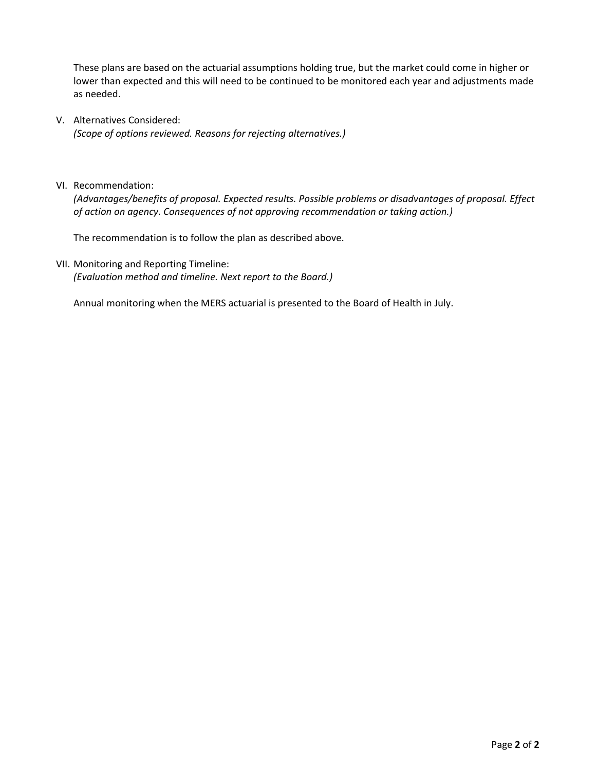These plans are based on the actuarial assumptions holding true, but the market could come in higher or lower than expected and this will need to be continued to be monitored each year and adjustments made as needed.

V. Alternatives Considered:
*(Scope of options reviewed. Reasons for rejecting alternatives.)*

VI. Recommendation:
*(Advantages/benefits of proposal. Expected results. Possible problems or disadvantages of proposal. Effect of action on agency. Consequences of not approving recommendation or taking action.)*

The recommendation is to follow the plan as described above.

VII. Monitoring and Reporting Timeline:
*(Evaluation method and timeline. Next report to the Board.)*

Annual monitoring when the MERS actuarial is presented to the Board of Health in July.